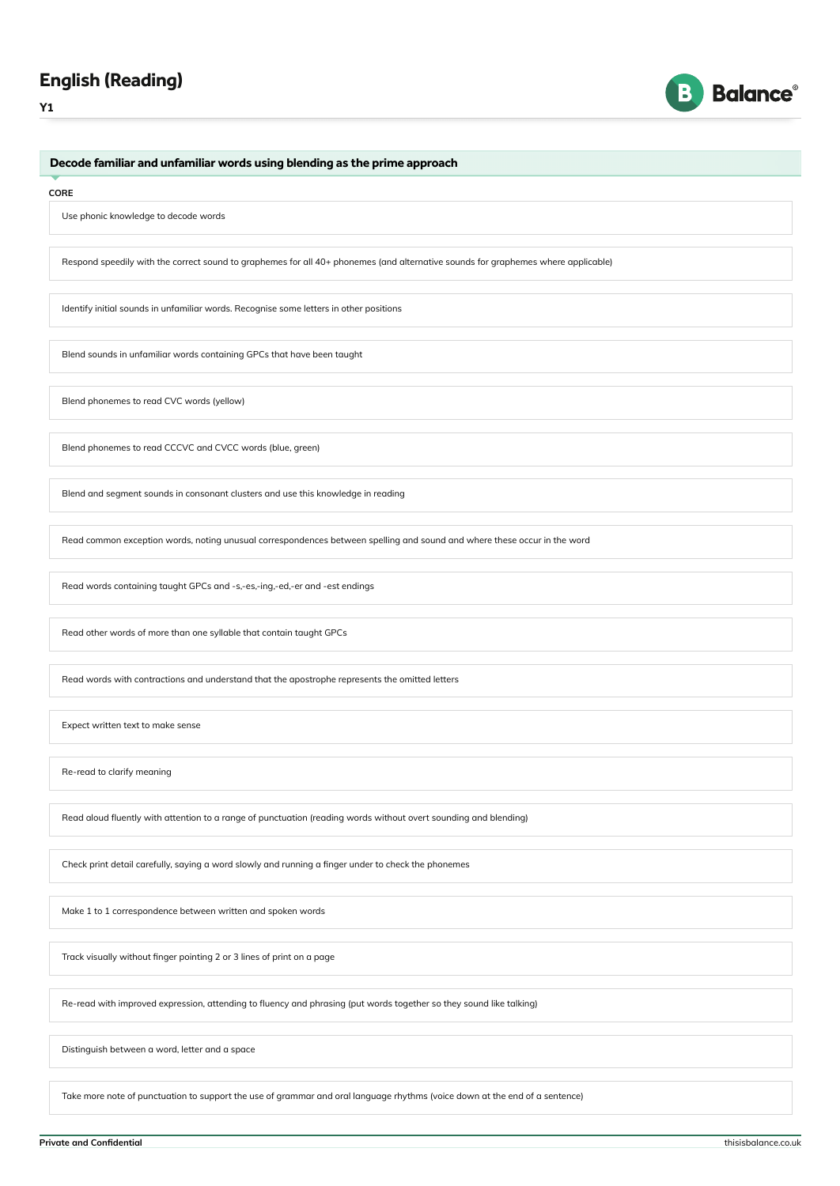# English (Reading)

**Y1**

## Decode familiar and unfamiliar words using blending as the prime approach

**CORE**

- Use phonic knowledge to decode words
- Respond speedily with the correct sound to graphemes for all 40+ phonemes (and alternative sounds for graphemes where applicable)
- Identify initial sounds in unfamiliar words. Recognise some letters in other positions
- Blend sounds in unfamiliar words containing GPCs that have been taught
- Blend phonemes to read CVC words (yellow)
- Blend phonemes to read CCCVC and CVCC words (blue, green)
- Blend and segment sounds in consonant clusters and use this knowledge in reading
- Read common exception words, noting unusual correspondences between spelling and sound and where these occur in the word
- Read words containing taught GPCs and -s,-es,-ing,-ed,-er and -est endings
- Read other words of more than one syllable that contain taught GPCs
- Read words with contractions and understand that the apostrophe represents the omitted letters
- Expect written text to make sense
- Re-read to clarify meaning
- Read aloud fluently with attention to a range of punctuation (reading words without overt sounding and blending)
- Check print detail carefully, saying a word slowly and running a finger under to check the phonemes
- Make 1 to 1 correspondence between written and spoken words
- Track visually without finger pointing 2 or 3 lines of print on a page
- Re-read with improved expression, attending to fluency and phrasing (put words together so they sound like talking)
- Distinguish between a word, letter and a space
- Take more note of punctuation to support the use of grammar and oral language rhythms (voice down at the end of a sentence)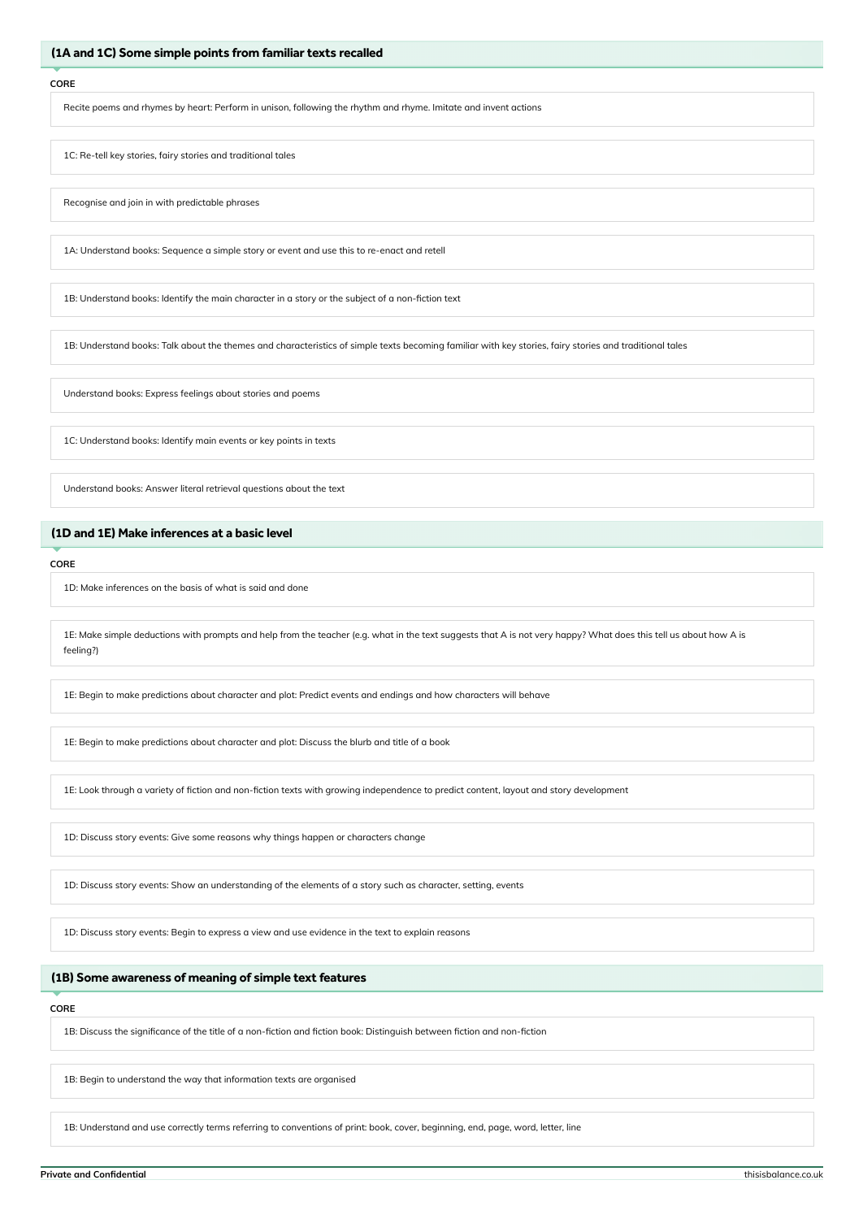## (1A and 1C) Some simple points from familiar texts recalled

**CORE**

- Recite poems and rhymes by heart: Perform in unison, following the rhythm and rhyme. Imitate and invent actions
- 1C: Re-tell key stories, fairy stories and traditional tales
- Recognise and join in with predictable phrases
- 1A: Understand books: Sequence a simple story or event and use this to re-enact and retell
- 1B: Understand books: Identify the main character in a story or the subject of a non-fiction text
- 1B: Understand books: Talk about the themes and characteristics of simple texts becoming familiar with key stories, fairy stories and traditional tales
- Understand books: Express feelings about stories and poems
- 1C: Understand books: Identify main events or key points in texts
- Understand books: Answer literal retrieval questions about the text

## (1D and 1E) Make inferences at a basic level

**CORE**

- 1D: Make inferences on the basis of what is said and done
- 1E: Make simple deductions with prompts and help from the teacher (e.g. what in the text suggests that A is not very happy? What does this tell us about how A is feeling?)
- 1E: Begin to make predictions about character and plot: Predict events and endings and how characters will behave
- 1E: Begin to make predictions about character and plot: Discuss the blurb and title of a book
- 1E: Look through a variety of fiction and non-fiction texts with growing independence to predict content, layout and story development
- 1D: Discuss story events: Give some reasons why things happen or characters change
- 1D: Discuss story events: Show an understanding of the elements of a story such as character, setting, events
- 1D: Discuss story events: Begin to express a view and use evidence in the text to explain reasons

## (1B) Some awareness of meaning of simple text features

**CORE**

- 1B: Discuss the significance of the title of a non-fiction and fiction book: Distinguish between fiction and non-fiction
- 1B: Begin to understand the way that information texts are organised
- 1B: Understand and use correctly terms referring to conventions of print: book, cover, beginning, end, page, word, letter, line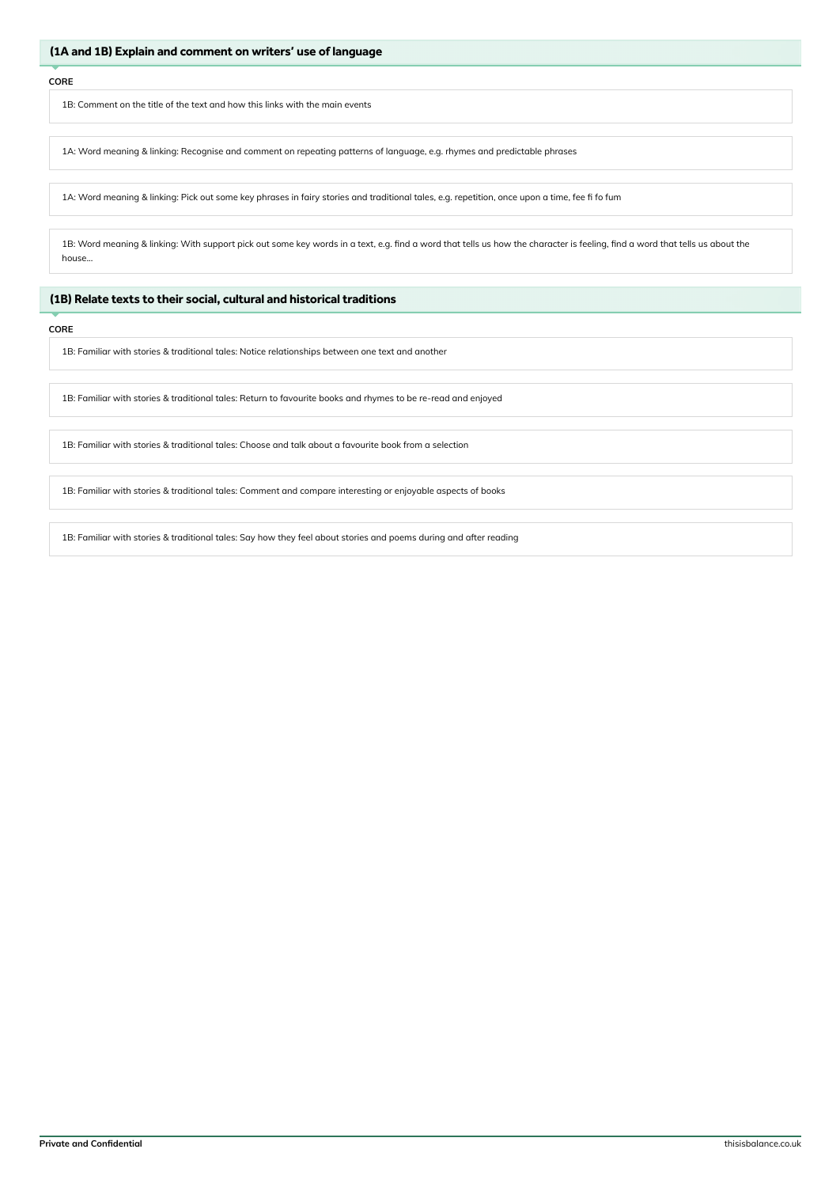## (1A and 1B) Explain and comment on writers' use of language

**CORE**

1B: Comment on the title of the text and how this links with the main events

1A: Word meaning & linking: Recognise and comment on repeating patterns of language, e.g. rhymes and predictable phrases

1A: Word meaning & linking: Pick out some key phrases in fairy stories and traditional tales, e.g. repetition, once upon a time, fee fi fo fum

1B: Word meaning & linking: With support pick out some key words in a text, e.g. find a word that tells us how the character is feeling, find a word that tells us about the house...

## (1B) Relate texts to their social, cultural and historical traditions

**CORE**

1B: Familiar with stories & traditional tales: Notice relationships between one text and another

1B: Familiar with stories & traditional tales: Return to favourite books and rhymes to be re-read and enjoyed

1B: Familiar with stories & traditional tales: Choose and talk about a favourite book from a selection

1B: Familiar with stories & traditional tales: Comment and compare interesting or enjoyable aspects of books

1B: Familiar with stories & traditional tales: Say how they feel about stories and poems during and after reading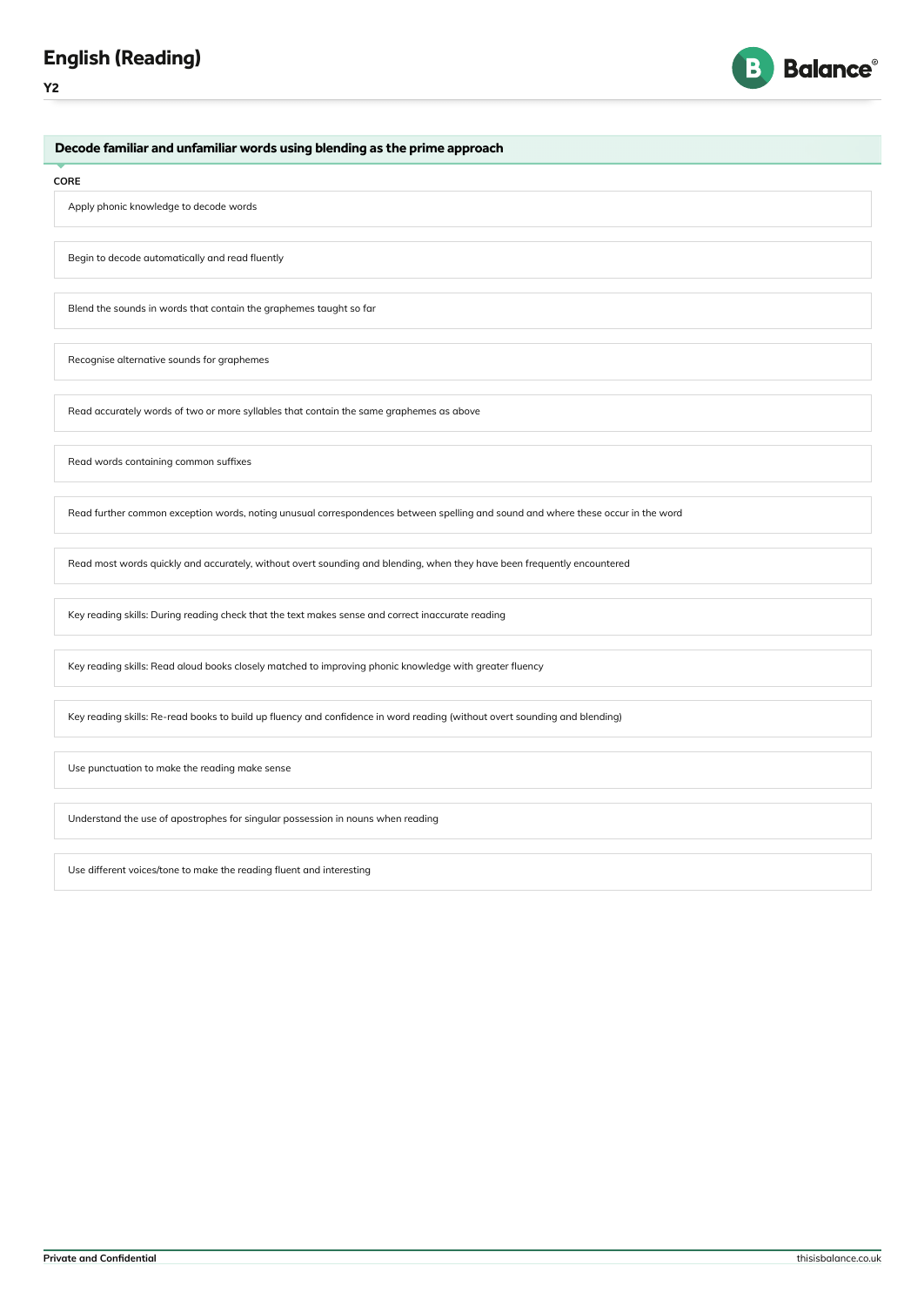# English (Reading)

**Y2**

## Decode familiar and unfamiliar words using blending as the prime approach

**CORE**

- Apply phonic knowledge to decode words
- Begin to decode automatically and read fluently
- Blend the sounds in words that contain the graphemes taught so far
- Recognise alternative sounds for graphemes
- Read accurately words of two or more syllables that contain the same graphemes as above
- Read words containing common suffixes
- Read further common exception words, noting unusual correspondences between spelling and sound and where these occur in the word
- Read most words quickly and accurately, without overt sounding and blending, when they have been frequently encountered
- Key reading skills: During reading check that the text makes sense and correct inaccurate reading
- Key reading skills: Read aloud books closely matched to improving phonic knowledge with greater fluency
- Key reading skills: Re-read books to build up fluency and confidence in word reading (without overt sounding and blending)
- Use punctuation to make the reading make sense
- Understand the use of apostrophes for singular possession in nouns when reading
- Use different voices/tone to make the reading fluent and interesting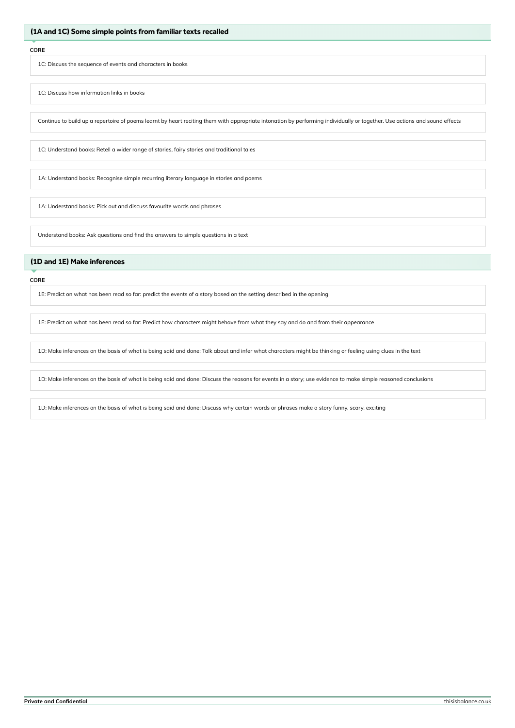## (1A and 1C) Some simple points from familiar texts recalled

**CORE**

- 1C: Discuss the sequence of events and characters in books
- 1C: Discuss how information links in books
- Continue to build up a repertoire of poems learnt by heart reciting them with appropriate intonation by performing individually or together. Use actions and sound effects
- 1C: Understand books: Retell a wider range of stories, fairy stories and traditional tales
- 1A: Understand books: Recognise simple recurring literary language in stories and poems
- 1A: Understand books: Pick out and discuss favourite words and phrases
- Understand books: Ask questions and find the answers to simple questions in a text

## (1D and 1E) Make inferences

**CORE**

- 1E: Predict on what has been read so far: predict the events of a story based on the setting described in the opening
- 1E: Predict on what has been read so far: Predict how characters might behave from what they say and do and from their appearance
- 1D: Make inferences on the basis of what is being said and done: Talk about and infer what characters might be thinking or feeling using clues in the text
- 1D: Make inferences on the basis of what is being said and done: Discuss the reasons for events in a story; use evidence to make simple reasoned conclusions
- 1D: Make inferences on the basis of what is being said and done: Discuss why certain words or phrases make a story funny, scary, exciting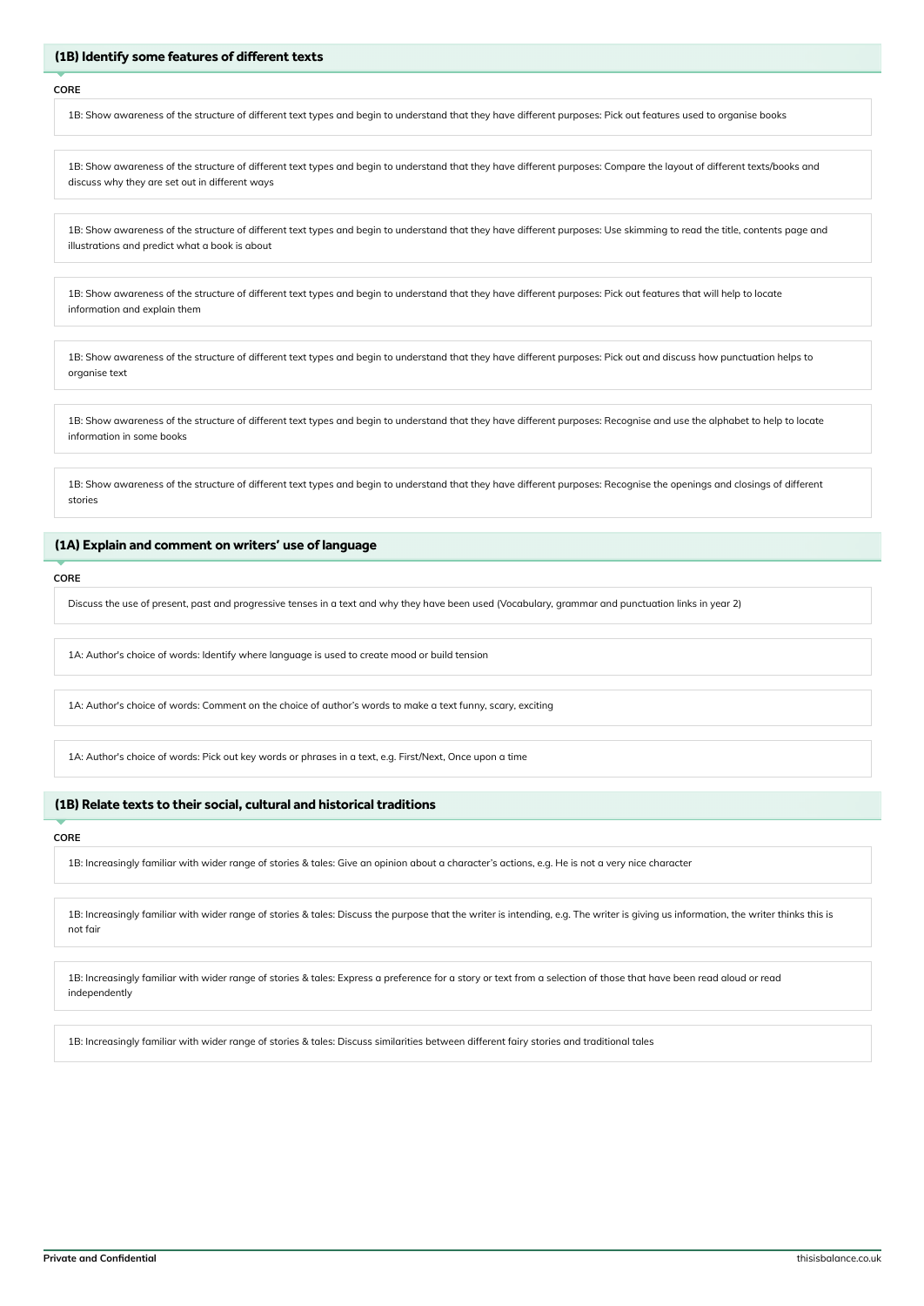## (1B) Identify some features of different texts

CORE

1B: Show awareness of the structure of different text types and begin to understand that they have different purposes: Pick out features used to organise books

1B: Show awareness of the structure of different text types and begin to understand that they have different purposes: Compare the layout of different texts/books and discuss why they are set out in different ways

1B: Show awareness of the structure of different text types and begin to understand that they have different purposes: Use skimming to read the title, contents page and illustrations and predict what a book is about

1B: Show awareness of the structure of different text types and begin to understand that they have different purposes: Pick out features that will help to locate information and explain them

1B: Show awareness of the structure of different text types and begin to understand that they have different purposes: Pick out and discuss how punctuation helps to organise text

1B: Show awareness of the structure of different text types and begin to understand that they have different purposes: Recognise and use the alphabet to help to locate information in some books

1B: Show awareness of the structure of different text types and begin to understand that they have different purposes: Recognise the openings and closings of different stories

## (1A) Explain and comment on writers' use of language

CORE

Discuss the use of present, past and progressive tenses in a text and why they have been used (Vocabulary, grammar and punctuation links in year 2)

1A: Author's choice of words: Identify where language is used to create mood or build tension

1A: Author's choice of words: Comment on the choice of author's words to make a text funny, scary, exciting

1A: Author's choice of words: Pick out key words or phrases in a text, e.g. First/Next, Once upon a time

## (1B) Relate texts to their social, cultural and historical traditions

CORE

1B: Increasingly familiar with wider range of stories & tales: Give an opinion about a character's actions, e.g. He is not a very nice character

1B: Increasingly familiar with wider range of stories & tales: Discuss the purpose that the writer is intending, e.g. The writer is giving us information, the writer thinks this is not fair

1B: Increasingly familiar with wider range of stories & tales: Express a preference for a story or text from a selection of those that have been read aloud or read independently

1B: Increasingly familiar with wider range of stories & tales: Discuss similarities between different fairy stories and traditional tales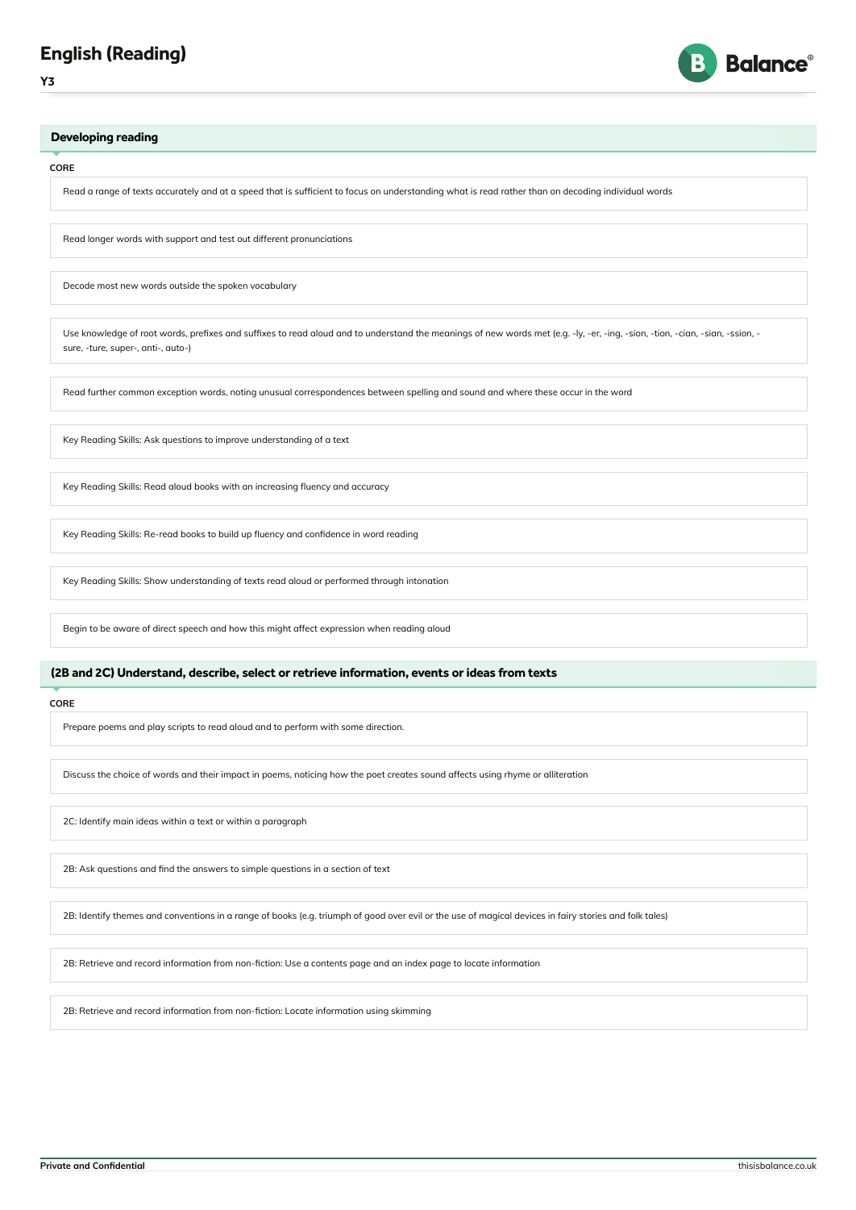# English (Reading)

**Y3**

## Developing reading

**CORE**

- Read a range of texts accurately and at a speed that is sufficient to focus on understanding what is read rather than on decoding individual words
- Read longer words with support and test out different pronunciations
- Decode most new words outside the spoken vocabulary
- Use knowledge of root words, prefixes and suffixes to read aloud and to understand the meanings of new words met (e.g. -ly, -er, -ing, -sion, -tion, -cian, -sian, -ssion, -sure, -ture, super-, anti-, auto-)
- Read further common exception words, noting unusual correspondences between spelling and sound and where these occur in the word
- Key Reading Skills: Ask questions to improve understanding of a text
- Key Reading Skills: Read aloud books with an increasing fluency and accuracy
- Key Reading Skills: Re-read books to build up fluency and confidence in word reading
- Key Reading Skills: Show understanding of texts read aloud or performed through intonation
- Begin to be aware of direct speech and how this might affect expression when reading aloud

## (2B and 2C) Understand, describe, select or retrieve information, events or ideas from texts

**CORE**

- Prepare poems and play scripts to read aloud and to perform with some direction.
- Discuss the choice of words and their impact in poems, noticing how the poet creates sound affects using rhyme or alliteration
- 2C: Identify main ideas within a text or within a paragraph
- 2B: Ask questions and find the answers to simple questions in a section of text
- 2B: Identify themes and conventions in a range of books (e.g. triumph of good over evil or the use of magical devices in fairy stories and folk tales)
- 2B: Retrieve and record information from non-fiction: Use a contents page and an index page to locate information
- 2B: Retrieve and record information from non-fiction: Locate information using skimming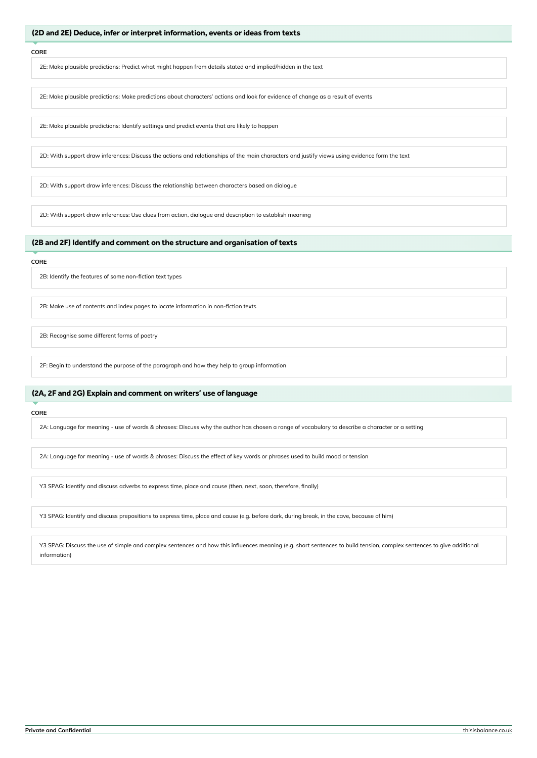## (2D and 2E) Deduce, infer or interpret information, events or ideas from texts

**CORE**

- 2E: Make plausible predictions: Predict what might happen from details stated and implied/hidden in the text
- 2E: Make plausible predictions: Make predictions about characters' actions and look for evidence of change as a result of events
- 2E: Make plausible predictions: Identify settings and predict events that are likely to happen
- 2D: With support draw inferences: Discuss the actions and relationships of the main characters and justify views using evidence form the text
- 2D: With support draw inferences: Discuss the relationship between characters based on dialogue
- 2D: With support draw inferences: Use clues from action, dialogue and description to establish meaning

## (2B and 2F) Identify and comment on the structure and organisation of texts

**CORE**

- 2B: Identify the features of some non-fiction text types
- 2B: Make use of contents and index pages to locate information in non-fiction texts
- 2B: Recognise some different forms of poetry
- 2F: Begin to understand the purpose of the paragraph and how they help to group information

## (2A, 2F and 2G) Explain and comment on writers' use of language

**CORE**

- 2A: Language for meaning - use of words & phrases: Discuss why the author has chosen a range of vocabulary to describe a character or a setting
- 2A: Language for meaning - use of words & phrases: Discuss the effect of key words or phrases used to build mood or tension
- Y3 SPAG: Identify and discuss adverbs to express time, place and cause (then, next, soon, therefore, finally)
- Y3 SPAG: Identify and discuss prepositions to express time, place and cause (e.g. before dark, during break, in the cave, because of him)
- Y3 SPAG: Discuss the use of simple and complex sentences and how this influences meaning (e.g. short sentences to build tension, complex sentences to give additional information)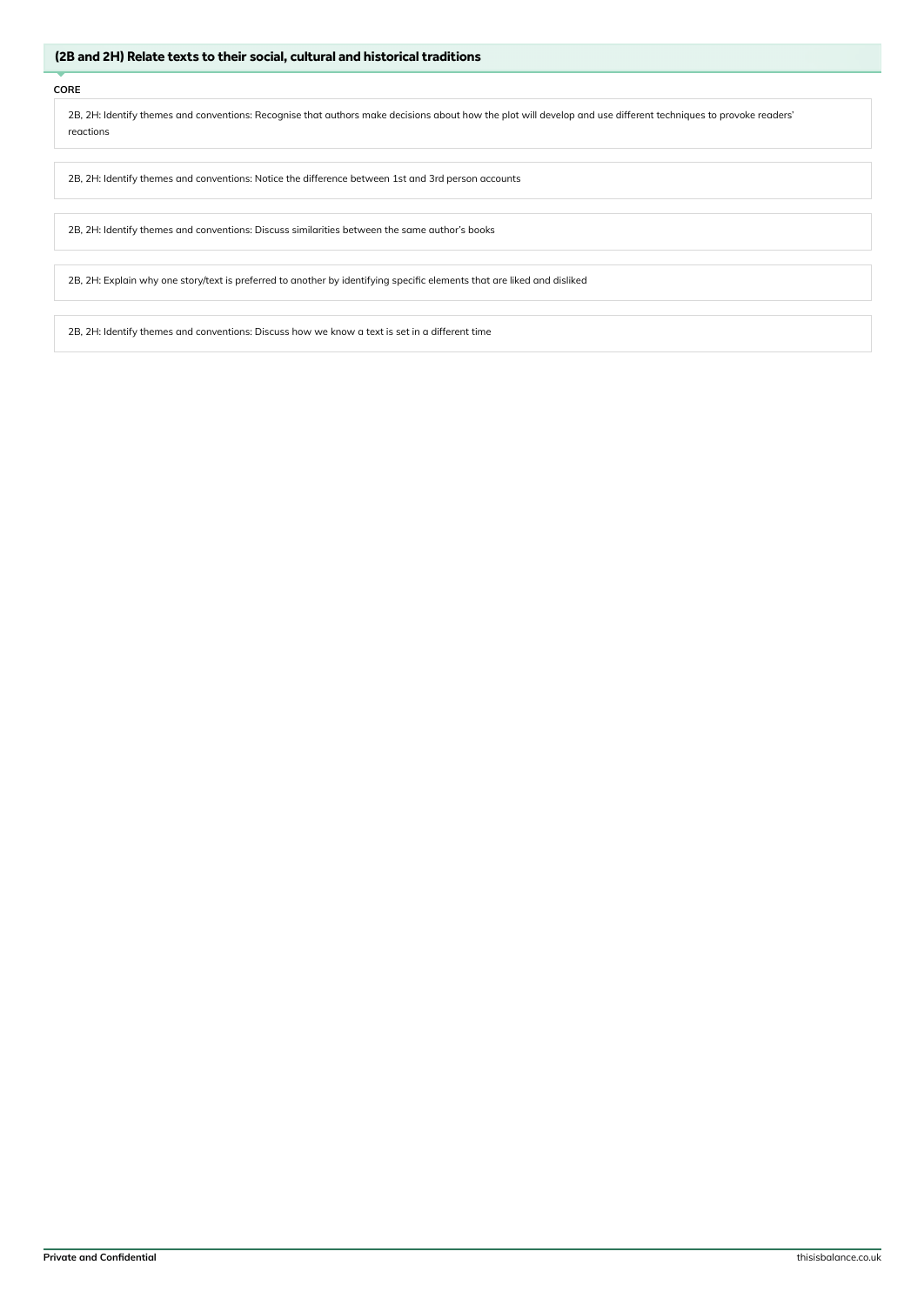## (2B and 2H) Relate texts to their social, cultural and historical traditions

**CORE**

2B, 2H: Identify themes and conventions: Recognise that authors make decisions about how the plot will develop and use different techniques to provoke readers' reactions

2B, 2H: Identify themes and conventions: Notice the difference between 1st and 3rd person accounts

2B, 2H: Identify themes and conventions: Discuss similarities between the same author's books

2B, 2H: Explain why one story/text is preferred to another by identifying specific elements that are liked and disliked

2B, 2H: Identify themes and conventions: Discuss how we know a text is set in a different time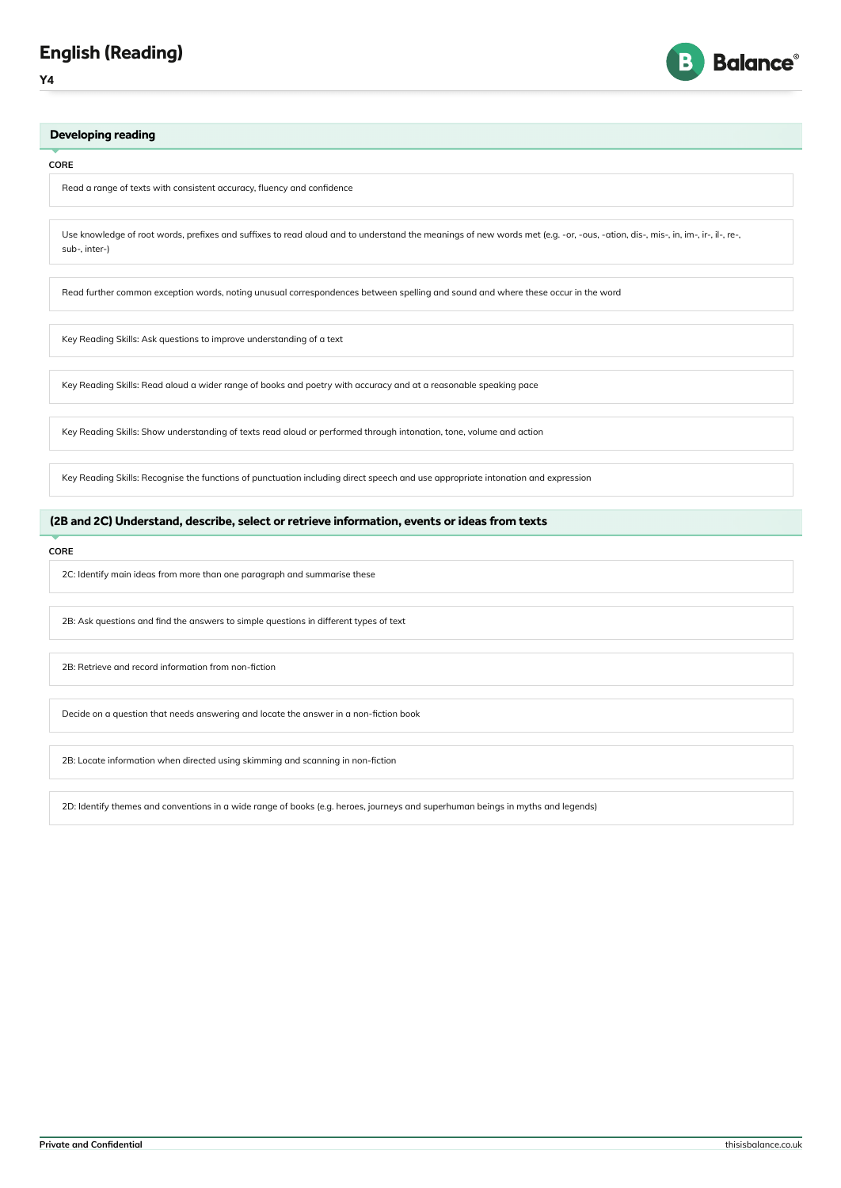# English (Reading)

**Y4**

## Developing reading

**CORE**

- Read a range of texts with consistent accuracy, fluency and confidence
- Use knowledge of root words, prefixes and suffixes to read aloud and to understand the meanings of new words met (e.g. -or, -ous, -ation, dis-, mis-, in, im-, ir-, il-, re-, sub-, inter-)
- Read further common exception words, noting unusual correspondences between spelling and sound and where these occur in the word
- Key Reading Skills: Ask questions to improve understanding of a text
- Key Reading Skills: Read aloud a wider range of books and poetry with accuracy and at a reasonable speaking pace
- Key Reading Skills: Show understanding of texts read aloud or performed through intonation, tone, volume and action
- Key Reading Skills: Recognise the functions of punctuation including direct speech and use appropriate intonation and expression

## (2B and 2C) Understand, describe, select or retrieve information, events or ideas from texts

**CORE**

- 2C: Identify main ideas from more than one paragraph and summarise these
- 2B: Ask questions and find the answers to simple questions in different types of text
- 2B: Retrieve and record information from non-fiction
- Decide on a question that needs answering and locate the answer in a non-fiction book
- 2B: Locate information when directed using skimming and scanning in non-fiction
- 2D: Identify themes and conventions in a wide range of books (e.g. heroes, journeys and superhuman beings in myths and legends)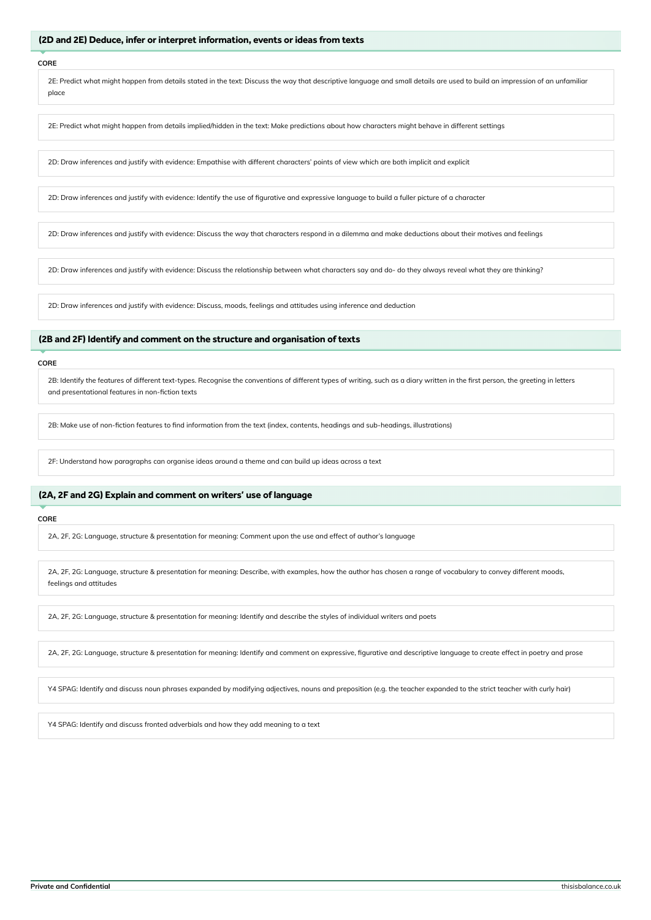## (2D and 2E) Deduce, infer or interpret information, events or ideas from texts

**CORE**

2E: Predict what might happen from details stated in the text: Discuss the way that descriptive language and small details are used to build an impression of an unfamiliar place

2E: Predict what might happen from details implied/hidden in the text: Make predictions about how characters might behave in different settings

2D: Draw inferences and justify with evidence: Empathise with different characters' points of view which are both implicit and explicit

2D: Draw inferences and justify with evidence: Identify the use of figurative and expressive language to build a fuller picture of a character

2D: Draw inferences and justify with evidence: Discuss the way that characters respond in a dilemma and make deductions about their motives and feelings

2D: Draw inferences and justify with evidence: Discuss the relationship between what characters say and do- do they always reveal what they are thinking?

2D: Draw inferences and justify with evidence: Discuss, moods, feelings and attitudes using inference and deduction

## (2B and 2F) Identify and comment on the structure and organisation of texts

**CORE**

2B: Identify the features of different text-types. Recognise the conventions of different types of writing, such as a diary written in the first person, the greeting in letters and presentational features in non-fiction texts

2B: Make use of non-fiction features to find information from the text (index, contents, headings and sub-headings, illustrations)

2F: Understand how paragraphs can organise ideas around a theme and can build up ideas across a text

## (2A, 2F and 2G) Explain and comment on writers' use of language

**CORE**

2A, 2F, 2G: Language, structure & presentation for meaning: Comment upon the use and effect of author's language

2A, 2F, 2G: Language, structure & presentation for meaning: Describe, with examples, how the author has chosen a range of vocabulary to convey different moods, feelings and attitudes

2A, 2F, 2G: Language, structure & presentation for meaning: Identify and describe the styles of individual writers and poets

2A, 2F, 2G: Language, structure & presentation for meaning: Identify and comment on expressive, figurative and descriptive language to create effect in poetry and prose

Y4 SPAG: Identify and discuss noun phrases expanded by modifying adjectives, nouns and preposition (e.g. the teacher expanded to the strict teacher with curly hair)

Y4 SPAG: Identify and discuss fronted adverbials and how they add meaning to a text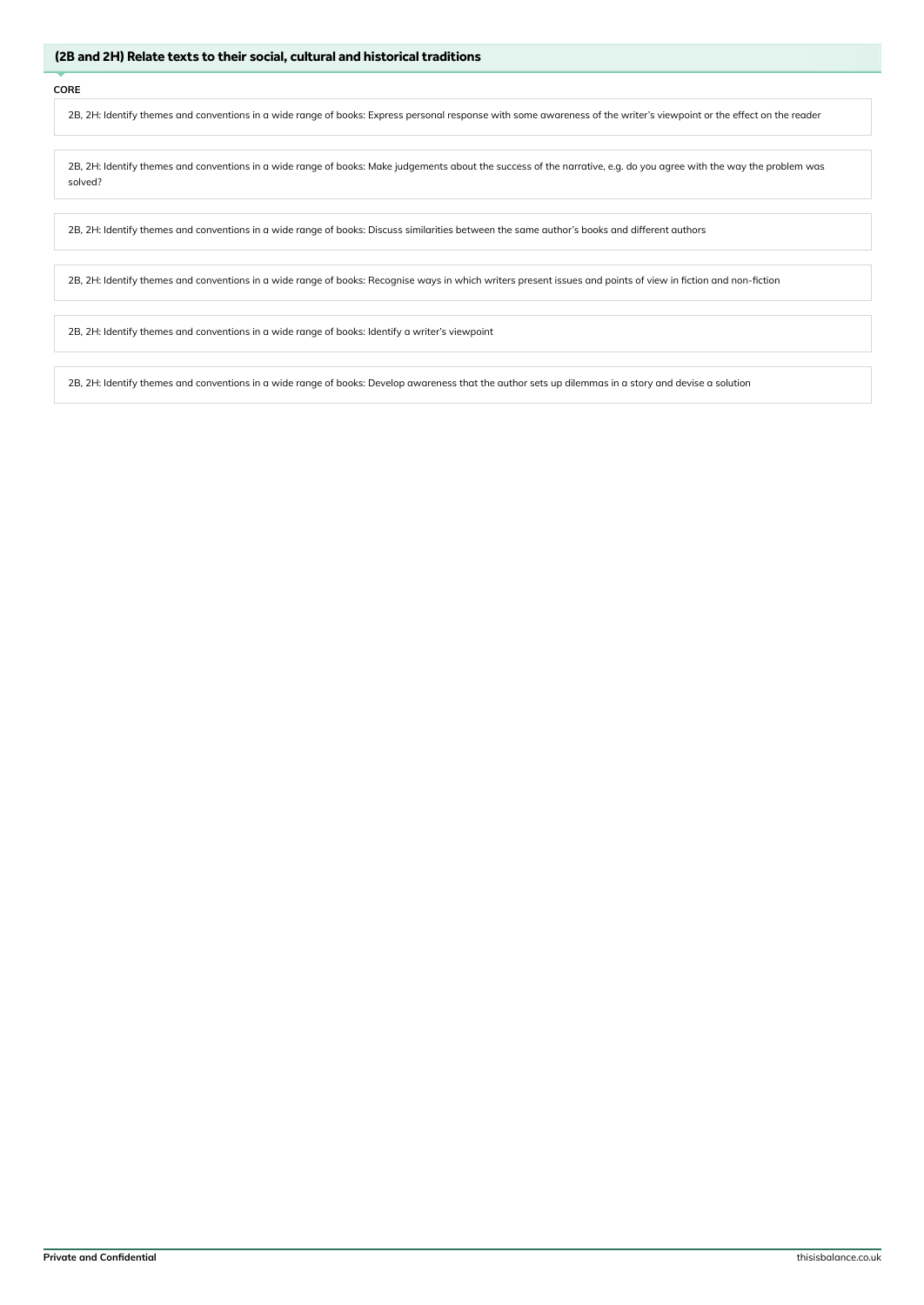## (2B and 2H) Relate texts to their social, cultural and historical traditions

**CORE**

2B, 2H: Identify themes and conventions in a wide range of books: Express personal response with some awareness of the writer's viewpoint or the effect on the reader

2B, 2H: Identify themes and conventions in a wide range of books: Make judgements about the success of the narrative, e.g. do you agree with the way the problem was solved?

2B, 2H: Identify themes and conventions in a wide range of books: Discuss similarities between the same author's books and different authors

2B, 2H: Identify themes and conventions in a wide range of books: Recognise ways in which writers present issues and points of view in fiction and non-fiction

2B, 2H: Identify themes and conventions in a wide range of books: Identify a writer's viewpoint

2B, 2H: Identify themes and conventions in a wide range of books: Develop awareness that the author sets up dilemmas in a story and devise a solution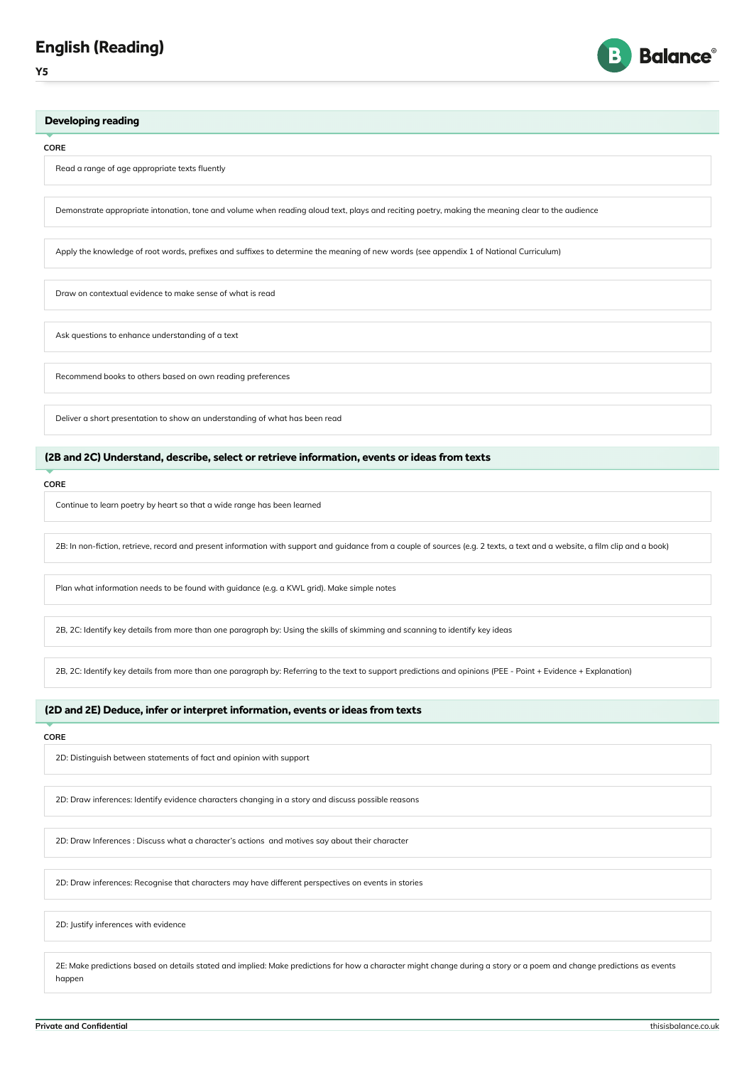# English (Reading)

**Y5**

## Developing reading

**CORE**

- Read a range of age appropriate texts fluently
- Demonstrate appropriate intonation, tone and volume when reading aloud text, plays and reciting poetry, making the meaning clear to the audience
- Apply the knowledge of root words, prefixes and suffixes to determine the meaning of new words (see appendix 1 of National Curriculum)
- Draw on contextual evidence to make sense of what is read
- Ask questions to enhance understanding of a text
- Recommend books to others based on own reading preferences
- Deliver a short presentation to show an understanding of what has been read

## (2B and 2C) Understand, describe, select or retrieve information, events or ideas from texts

**CORE**

- Continue to learn poetry by heart so that a wide range has been learned
- 2B: In non-fiction, retrieve, record and present information with support and guidance from a couple of sources (e.g. 2 texts, a text and a website, a film clip and a book)
- Plan what information needs to be found with guidance (e.g. a KWL grid). Make simple notes
- 2B, 2C: Identify key details from more than one paragraph by: Using the skills of skimming and scanning to identify key ideas
- 2B, 2C: Identify key details from more than one paragraph by: Referring to the text to support predictions and opinions (PEE - Point + Evidence + Explanation)

## (2D and 2E) Deduce, infer or interpret information, events or ideas from texts

**CORE**

- 2D: Distinguish between statements of fact and opinion with support
- 2D: Draw inferences: Identify evidence characters changing in a story and discuss possible reasons
- 2D: Draw Inferences : Discuss what a character's actions and motives say about their character
- 2D: Draw inferences: Recognise that characters may have different perspectives on events in stories
- 2D: Justify inferences with evidence
- 2E: Make predictions based on details stated and implied: Make predictions for how a character might change during a story or a poem and change predictions as events happen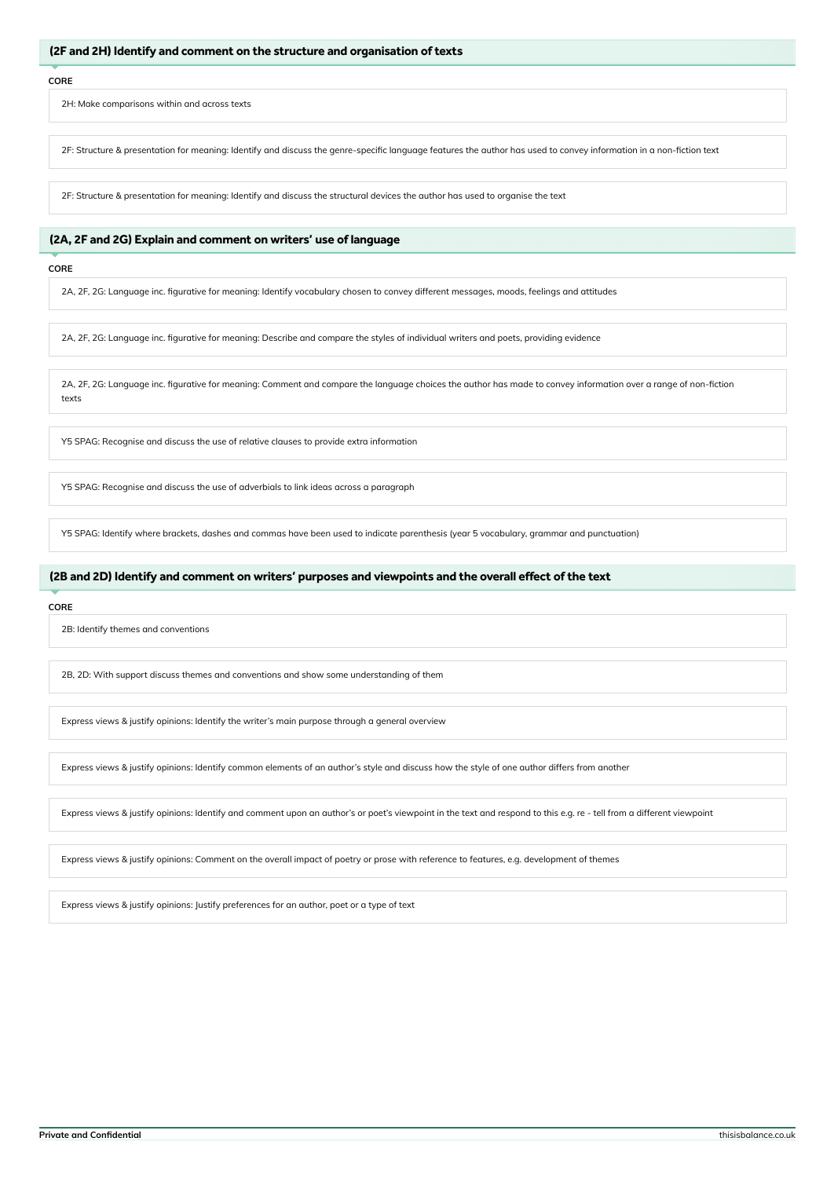## (2F and 2H) Identify and comment on the structure and organisation of texts

**CORE**

2H: Make comparisons within and across texts

2F: Structure & presentation for meaning: Identify and discuss the genre-specific language features the author has used to convey information in a non-fiction text

2F: Structure & presentation for meaning: Identify and discuss the structural devices the author has used to organise the text

## (2A, 2F and 2G) Explain and comment on writers' use of language

**CORE**

2A, 2F, 2G: Language inc. figurative for meaning: Identify vocabulary chosen to convey different messages, moods, feelings and attitudes

2A, 2F, 2G: Language inc. figurative for meaning: Describe and compare the styles of individual writers and poets, providing evidence

2A, 2F, 2G: Language inc. figurative for meaning: Comment and compare the language choices the author has made to convey information over a range of non-fiction texts

Y5 SPAG: Recognise and discuss the use of relative clauses to provide extra information

Y5 SPAG: Recognise and discuss the use of adverbials to link ideas across a paragraph

Y5 SPAG: Identify where brackets, dashes and commas have been used to indicate parenthesis (year 5 vocabulary, grammar and punctuation)

## (2B and 2D) Identify and comment on writers' purposes and viewpoints and the overall effect of the text

**CORE**

2B: Identify themes and conventions

2B, 2D: With support discuss themes and conventions and show some understanding of them

Express views & justify opinions: Identify the writer's main purpose through a general overview

Express views & justify opinions: Identify common elements of an author's style and discuss how the style of one author differs from another

Express views & justify opinions: Identify and comment upon an author's or poet's viewpoint in the text and respond to this e.g. re - tell from a different viewpoint

Express views & justify opinions: Comment on the overall impact of poetry or prose with reference to features, e.g. development of themes

Express views & justify opinions: Justify preferences for an author, poet or a type of text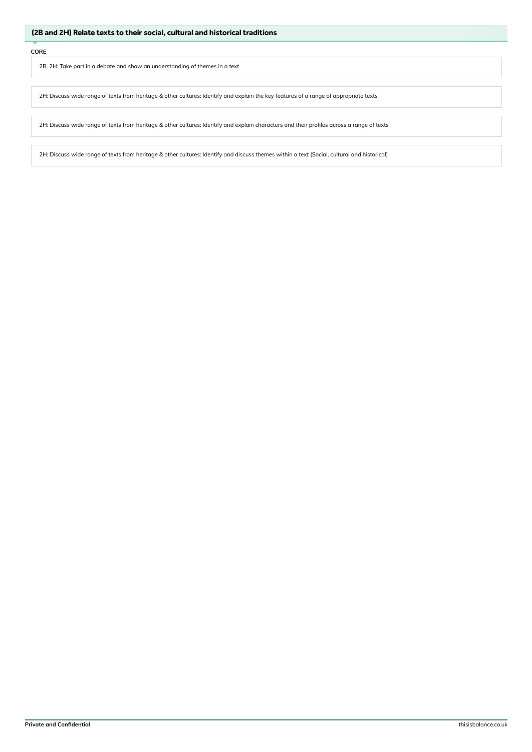## (2B and 2H) Relate texts to their social, cultural and historical traditions

**CORE**

2B, 2H: Take part in a debate and show an understanding of themes in a text

2H: Discuss wide range of texts from heritage & other cultures: Identify and explain the key features of a range of appropriate texts

2H: Discuss wide range of texts from heritage & other cultures: Identify and explain characters and their profiles across a range of texts

2H: Discuss wide range of texts from heritage & other cultures: Identify and discuss themes within a text (Social, cultural and historical)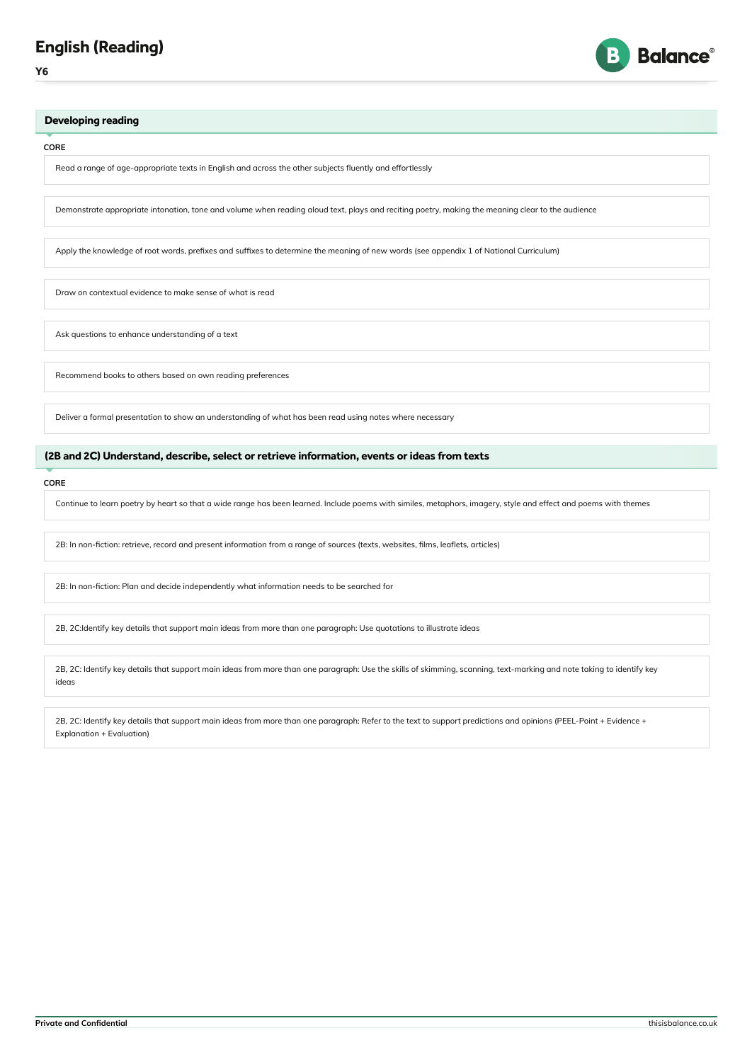# English (Reading)

**Y6**

## Developing reading

**CORE**

- Read a range of age-appropriate texts in English and across the other subjects fluently and effortlessly
- Demonstrate appropriate intonation, tone and volume when reading aloud text, plays and reciting poetry, making the meaning clear to the audience
- Apply the knowledge of root words, prefixes and suffixes to determine the meaning of new words (see appendix 1 of National Curriculum)
- Draw on contextual evidence to make sense of what is read
- Ask questions to enhance understanding of a text
- Recommend books to others based on own reading preferences
- Deliver a formal presentation to show an understanding of what has been read using notes where necessary

## (2B and 2C) Understand, describe, select or retrieve information, events or ideas from texts

**CORE**

- Continue to learn poetry by heart so that a wide range has been learned. Include poems with similes, metaphors, imagery, style and effect and poems with themes
- 2B: In non-fiction: retrieve, record and present information from a range of sources (texts, websites, films, leaflets, articles)
- 2B: In non-fiction: Plan and decide independently what information needs to be searched for
- 2B, 2C:Identify key details that support main ideas from more than one paragraph: Use quotations to illustrate ideas
- 2B, 2C: Identify key details that support main ideas from more than one paragraph: Use the skills of skimming, scanning, text-marking and note taking to identify key ideas
- 2B, 2C: Identify key details that support main ideas from more than one paragraph: Refer to the text to support predictions and opinions (PEEL-Point + Evidence + Explanation + Evaluation)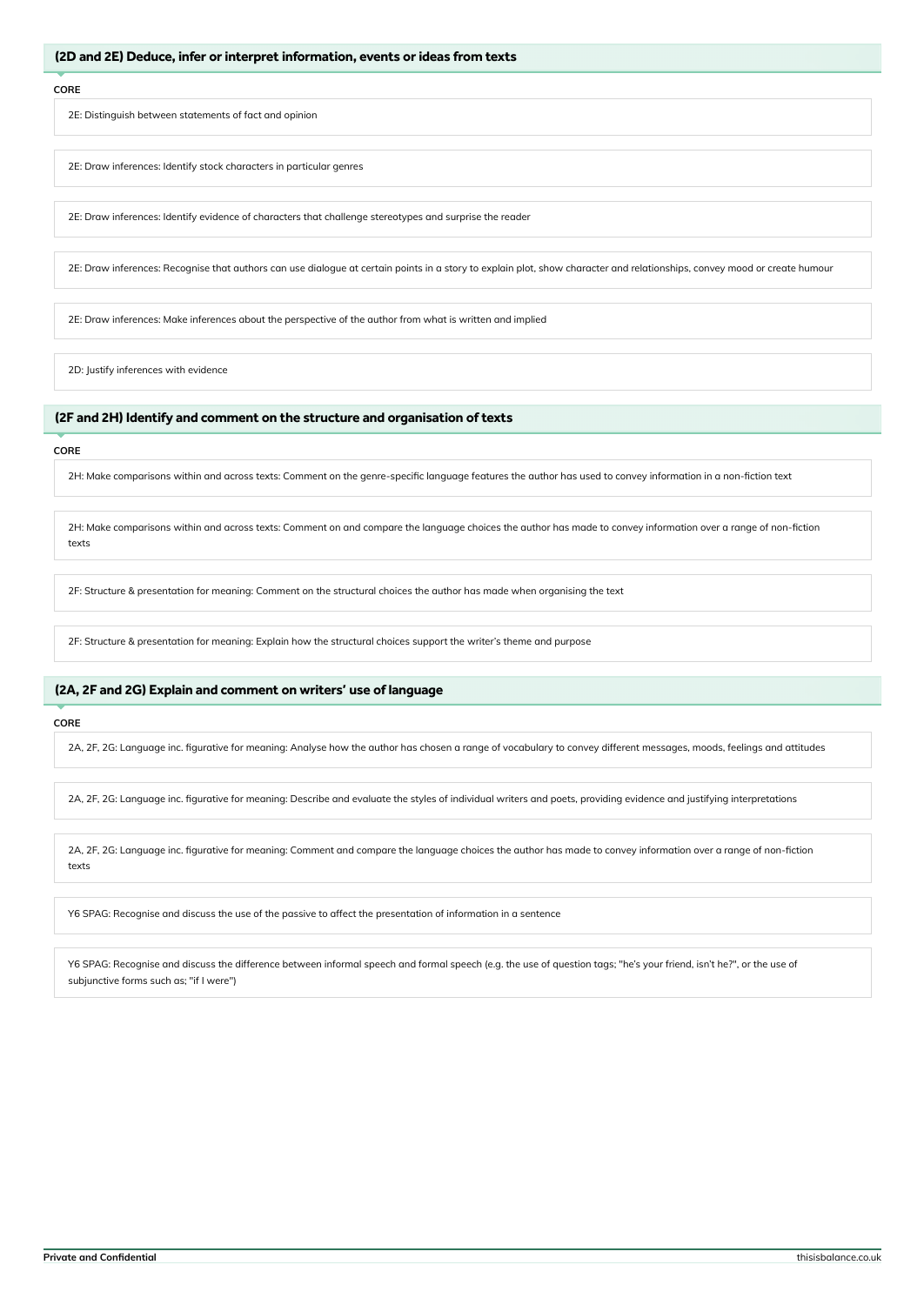## (2D and 2E) Deduce, infer or interpret information, events or ideas from texts

**CORE**

- 2E: Distinguish between statements of fact and opinion
- 2E: Draw inferences: Identify stock characters in particular genres
- 2E: Draw inferences: Identify evidence of characters that challenge stereotypes and surprise the reader
- 2E: Draw inferences: Recognise that authors can use dialogue at certain points in a story to explain plot, show character and relationships, convey mood or create humour
- 2E: Draw inferences: Make inferences about the perspective of the author from what is written and implied
- 2D: Justify inferences with evidence

## (2F and 2H) Identify and comment on the structure and organisation of texts

**CORE**

- 2H: Make comparisons within and across texts: Comment on the genre-specific language features the author has used to convey information in a non-fiction text
- 2H: Make comparisons within and across texts: Comment on and compare the language choices the author has made to convey information over a range of non-fiction texts
- 2F: Structure & presentation for meaning: Comment on the structural choices the author has made when organising the text
- 2F: Structure & presentation for meaning: Explain how the structural choices support the writer's theme and purpose

## (2A, 2F and 2G) Explain and comment on writers' use of language

**CORE**

- 2A, 2F, 2G: Language inc. figurative for meaning: Analyse how the author has chosen a range of vocabulary to convey different messages, moods, feelings and attitudes
- 2A, 2F, 2G: Language inc. figurative for meaning: Describe and evaluate the styles of individual writers and poets, providing evidence and justifying interpretations
- 2A, 2F, 2G: Language inc. figurative for meaning: Comment and compare the language choices the author has made to convey information over a range of non-fiction texts
- Y6 SPAG: Recognise and discuss the use of the passive to affect the presentation of information in a sentence
- Y6 SPAG: Recognise and discuss the difference between informal speech and formal speech (e.g. the use of question tags; "he's your friend, isn't he?", or the use of subjunctive forms such as; "if I were")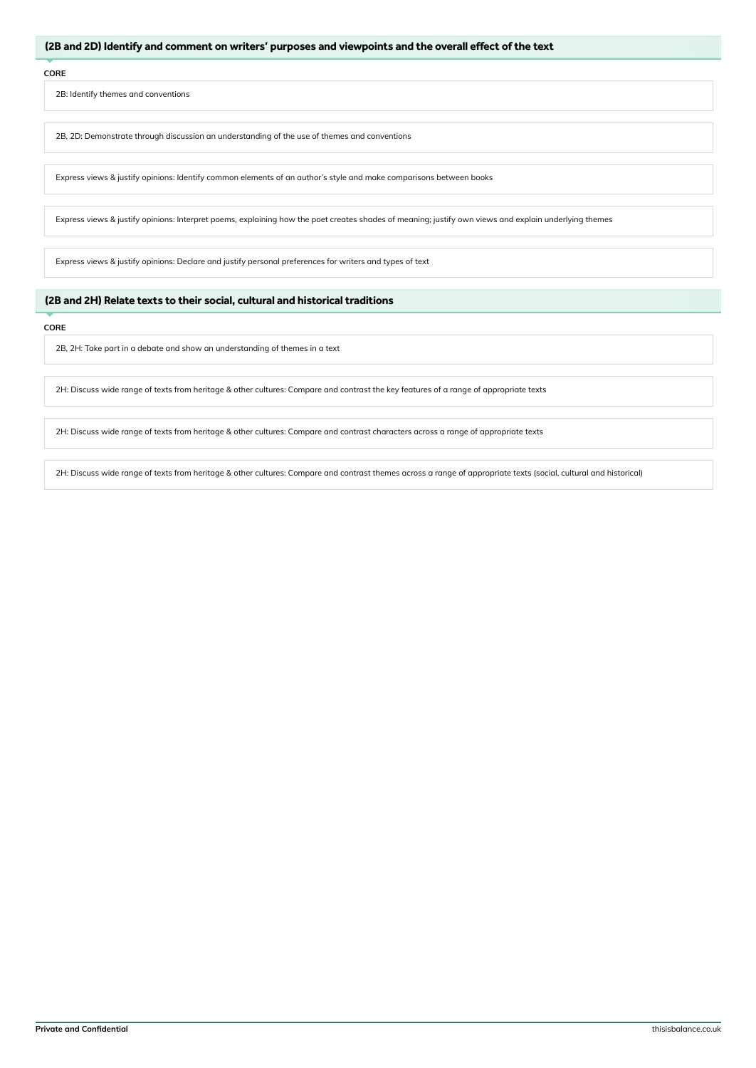### (2B and 2D) Identify and comment on writers' purposes and viewpoints and the overall effect of the text

**CORE**

- 2B: Identify themes and conventions
- 2B, 2D: Demonstrate through discussion an understanding of the use of themes and conventions
- Express views & justify opinions: Identify common elements of an author's style and make comparisons between books
- Express views & justify opinions: Interpret poems, explaining how the poet creates shades of meaning; justify own views and explain underlying themes
- Express views & justify opinions: Declare and justify personal preferences for writers and types of text

### (2B and 2H) Relate texts to their social, cultural and historical traditions

**CORE**

- 2B, 2H: Take part in a debate and show an understanding of themes in a text
- 2H: Discuss wide range of texts from heritage & other cultures: Compare and contrast the key features of a range of appropriate texts
- 2H: Discuss wide range of texts from heritage & other cultures: Compare and contrast characters across a range of appropriate texts
- 2H: Discuss wide range of texts from heritage & other cultures: Compare and contrast themes across a range of appropriate texts (social, cultural and historical)